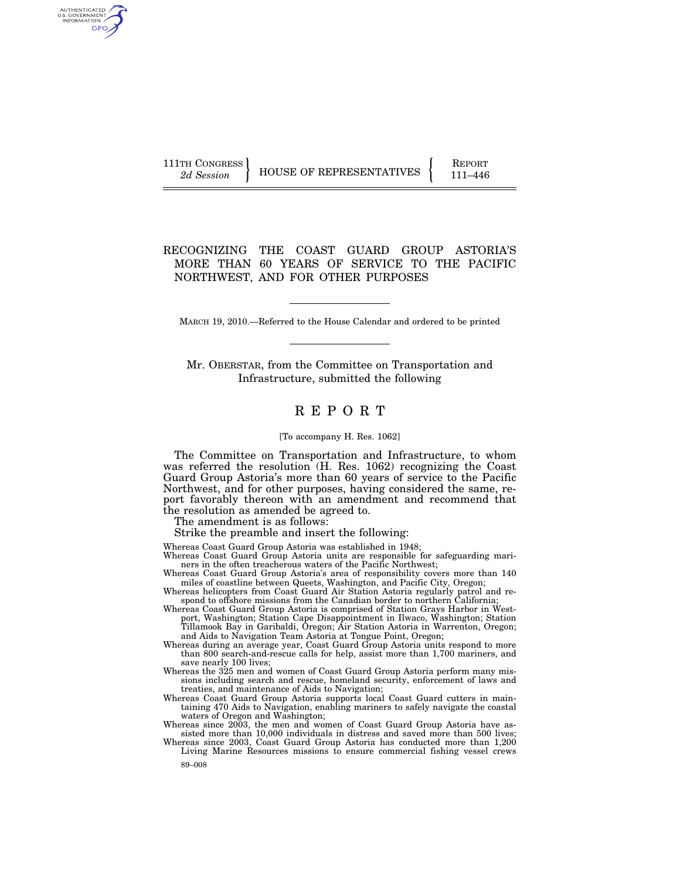111TH CONGRESS
*2d Session*

HOUSE OF REPRESENTATIVES

REPORT
111–446

# RECOGNIZING THE COAST GUARD GROUP ASTORIA'S MORE THAN 60 YEARS OF SERVICE TO THE PACIFIC NORTHWEST, AND FOR OTHER PURPOSES

MARCH 19, 2010.—Referred to the House Calendar and ordered to be printed

Mr. OBERSTAR, from the Committee on Transportation and Infrastructure, submitted the following

## R E P O R T

[To accompany H. Res. 1062]

The Committee on Transportation and Infrastructure, to whom was referred the resolution (H. Res. 1062) recognizing the Coast Guard Group Astoria's more than 60 years of service to the Pacific Northwest, and for other purposes, having considered the same, report favorably thereon with an amendment and recommend that the resolution as amended be agreed to.

The amendment is as follows:

Strike the preamble and insert the following:

Whereas Coast Guard Group Astoria was established in 1948;

Whereas Coast Guard Group Astoria units are responsible for safeguarding mariners in the often treacherous waters of the Pacific Northwest;

Whereas Coast Guard Group Astoria's area of responsibility covers more than 140 miles of coastline between Queets, Washington, and Pacific City, Oregon;

Whereas helicopters from Coast Guard Air Station Astoria regularly patrol and respond to offshore missions from the Canadian border to northern California;

Whereas Coast Guard Group Astoria is comprised of Station Grays Harbor in Westport, Washington; Station Cape Disappointment in Ilwaco, Washington; Station Tillamook Bay in Garibaldi, Oregon; Air Station Astoria in Warrenton, Oregon; and Aids to Navigation Team Astoria at Tongue Point, Oregon;

Whereas during an average year, Coast Guard Group Astoria units respond to more than 800 search-and-rescue calls for help, assist more than 1,700 mariners, and save nearly 100 lives;

Whereas the 325 men and women of Coast Guard Group Astoria perform many missions including search and rescue, homeland security, enforcement of laws and treaties, and maintenance of Aids to Navigation;

Whereas Coast Guard Group Astoria supports local Coast Guard cutters in maintaining 470 Aids to Navigation, enabling mariners to safely navigate the coastal waters of Oregon and Washington;

Whereas since 2003, the men and women of Coast Guard Group Astoria have assisted more than 10,000 individuals in distress and saved more than 500 lives;

Whereas since 2003, Coast Guard Group Astoria has conducted more than 1,200 Living Marine Resources missions to ensure commercial fishing vessel crews

89–008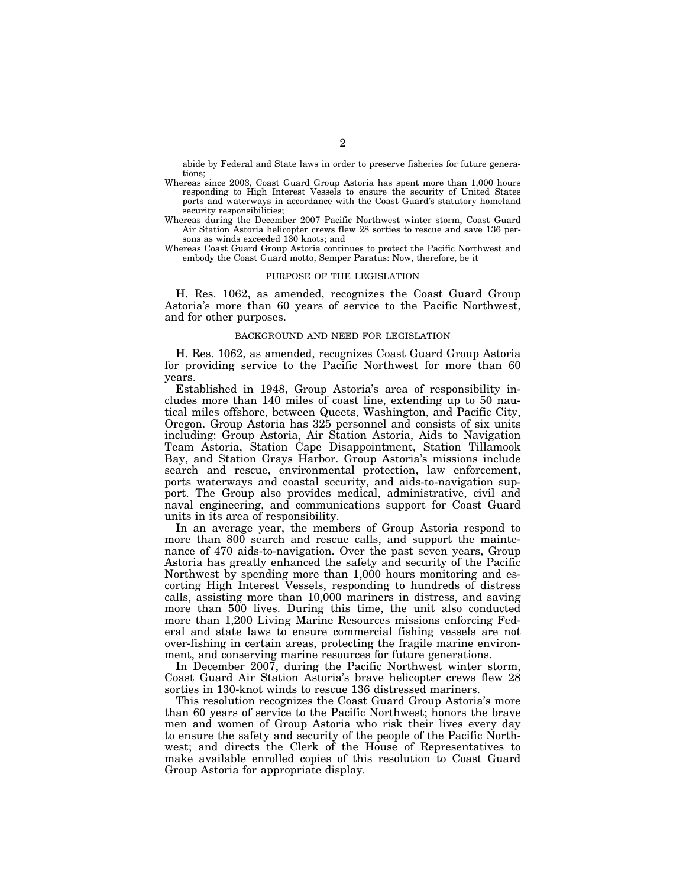abide by Federal and State laws in order to preserve fisheries for future generations;

Whereas since 2003, Coast Guard Group Astoria has spent more than 1,000 hours responding to High Interest Vessels to ensure the security of United States ports and waterways in accordance with the Coast Guard's statutory homeland security responsibilities;

Whereas during the December 2007 Pacific Northwest winter storm, Coast Guard Air Station Astoria helicopter crews flew 28 sorties to rescue and save 136 persons as winds exceeded 130 knots; and

Whereas Coast Guard Group Astoria continues to protect the Pacific Northwest and embody the Coast Guard motto, Semper Paratus: Now, therefore, be it

## PURPOSE OF THE LEGISLATION

H. Res. 1062, as amended, recognizes the Coast Guard Group Astoria's more than 60 years of service to the Pacific Northwest, and for other purposes.

## BACKGROUND AND NEED FOR LEGISLATION

H. Res. 1062, as amended, recognizes Coast Guard Group Astoria for providing service to the Pacific Northwest for more than 60 years.

Established in 1948, Group Astoria's area of responsibility includes more than 140 miles of coast line, extending up to 50 nautical miles offshore, between Queets, Washington, and Pacific City, Oregon. Group Astoria has 325 personnel and consists of six units including: Group Astoria, Air Station Astoria, Aids to Navigation Team Astoria, Station Cape Disappointment, Station Tillamook Bay, and Station Grays Harbor. Group Astoria's missions include search and rescue, environmental protection, law enforcement, ports waterways and coastal security, and aids-to-navigation support. The Group also provides medical, administrative, civil and naval engineering, and communications support for Coast Guard units in its area of responsibility.

In an average year, the members of Group Astoria respond to more than 800 search and rescue calls, and support the maintenance of 470 aids-to-navigation. Over the past seven years, Group Astoria has greatly enhanced the safety and security of the Pacific Northwest by spending more than 1,000 hours monitoring and escorting High Interest Vessels, responding to hundreds of distress calls, assisting more than 10,000 mariners in distress, and saving more than 500 lives. During this time, the unit also conducted more than 1,200 Living Marine Resources missions enforcing Federal and state laws to ensure commercial fishing vessels are not over-fishing in certain areas, protecting the fragile marine environment, and conserving marine resources for future generations.

In December 2007, during the Pacific Northwest winter storm, Coast Guard Air Station Astoria's brave helicopter crews flew 28 sorties in 130-knot winds to rescue 136 distressed mariners.

This resolution recognizes the Coast Guard Group Astoria's more than 60 years of service to the Pacific Northwest; honors the brave men and women of Group Astoria who risk their lives every day to ensure the safety and security of the people of the Pacific Northwest; and directs the Clerk of the House of Representatives to make available enrolled copies of this resolution to Coast Guard Group Astoria for appropriate display.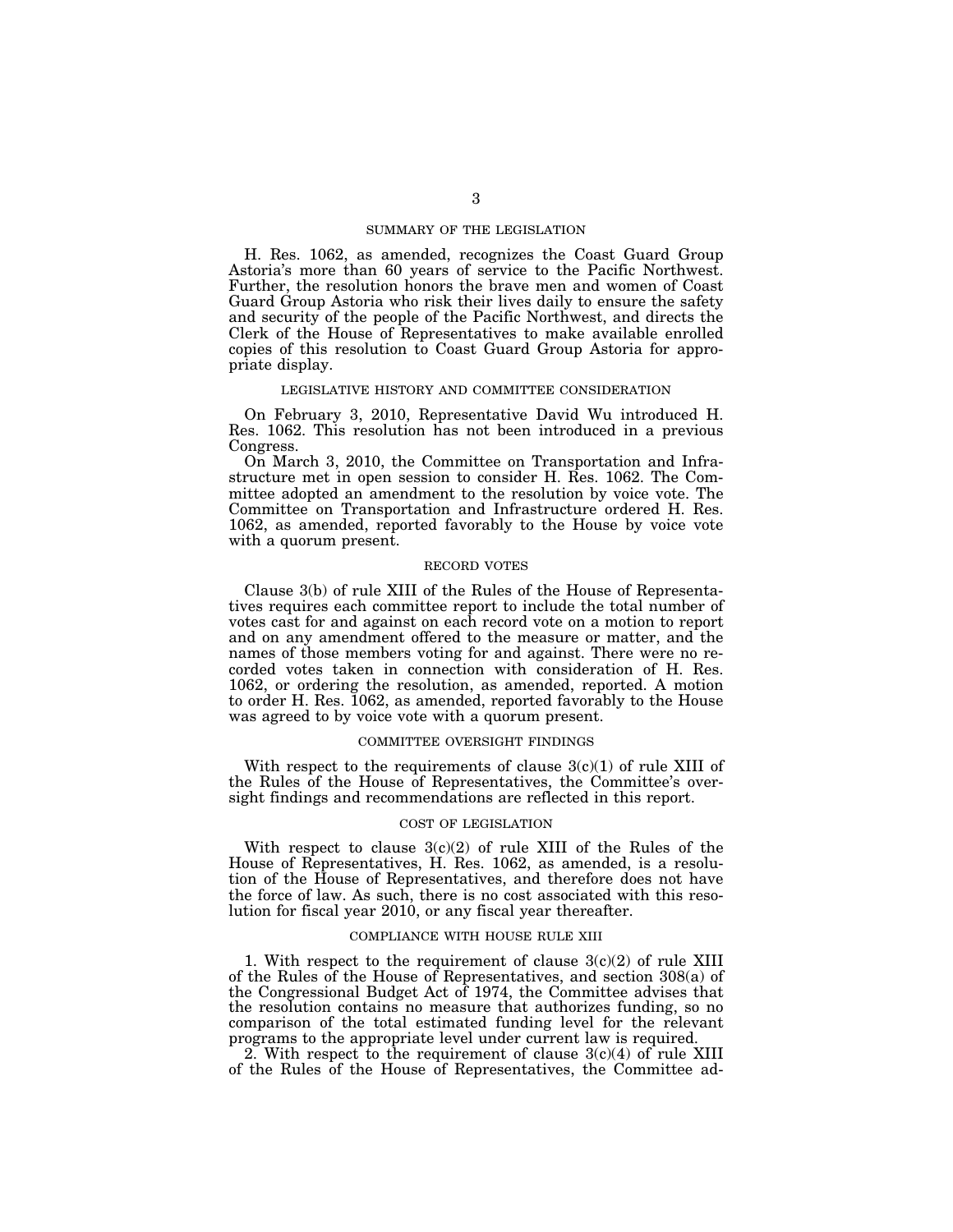## SUMMARY OF THE LEGISLATION

H. Res. 1062, as amended, recognizes the Coast Guard Group Astoria's more than 60 years of service to the Pacific Northwest. Further, the resolution honors the brave men and women of Coast Guard Group Astoria who risk their lives daily to ensure the safety and security of the people of the Pacific Northwest, and directs the Clerk of the House of Representatives to make available enrolled copies of this resolution to Coast Guard Group Astoria for appropriate display.

## LEGISLATIVE HISTORY AND COMMITTEE CONSIDERATION

On February 3, 2010, Representative David Wu introduced H. Res. 1062. This resolution has not been introduced in a previous Congress.

On March 3, 2010, the Committee on Transportation and Infrastructure met in open session to consider H. Res. 1062. The Committee adopted an amendment to the resolution by voice vote. The Committee on Transportation and Infrastructure ordered H. Res. 1062, as amended, reported favorably to the House by voice vote with a quorum present.

## RECORD VOTES

Clause 3(b) of rule XIII of the Rules of the House of Representatives requires each committee report to include the total number of votes cast for and against on each record vote on a motion to report and on any amendment offered to the measure or matter, and the names of those members voting for and against. There were no recorded votes taken in connection with consideration of H. Res. 1062, or ordering the resolution, as amended, reported. A motion to order H. Res. 1062, as amended, reported favorably to the House was agreed to by voice vote with a quorum present.

## COMMITTEE OVERSIGHT FINDINGS

With respect to the requirements of clause 3(c)(1) of rule XIII of the Rules of the House of Representatives, the Committee's oversight findings and recommendations are reflected in this report.

## COST OF LEGISLATION

With respect to clause 3(c)(2) of rule XIII of the Rules of the House of Representatives, H. Res. 1062, as amended, is a resolution of the House of Representatives, and therefore does not have the force of law. As such, there is no cost associated with this resolution for fiscal year 2010, or any fiscal year thereafter.

## COMPLIANCE WITH HOUSE RULE XIII

1. With respect to the requirement of clause 3(c)(2) of rule XIII of the Rules of the House of Representatives, and section 308(a) of the Congressional Budget Act of 1974, the Committee advises that the resolution contains no measure that authorizes funding, so no comparison of the total estimated funding level for the relevant programs to the appropriate level under current law is required.

2. With respect to the requirement of clause 3(c)(4) of rule XIII of the Rules of the House of Representatives, the Committee ad-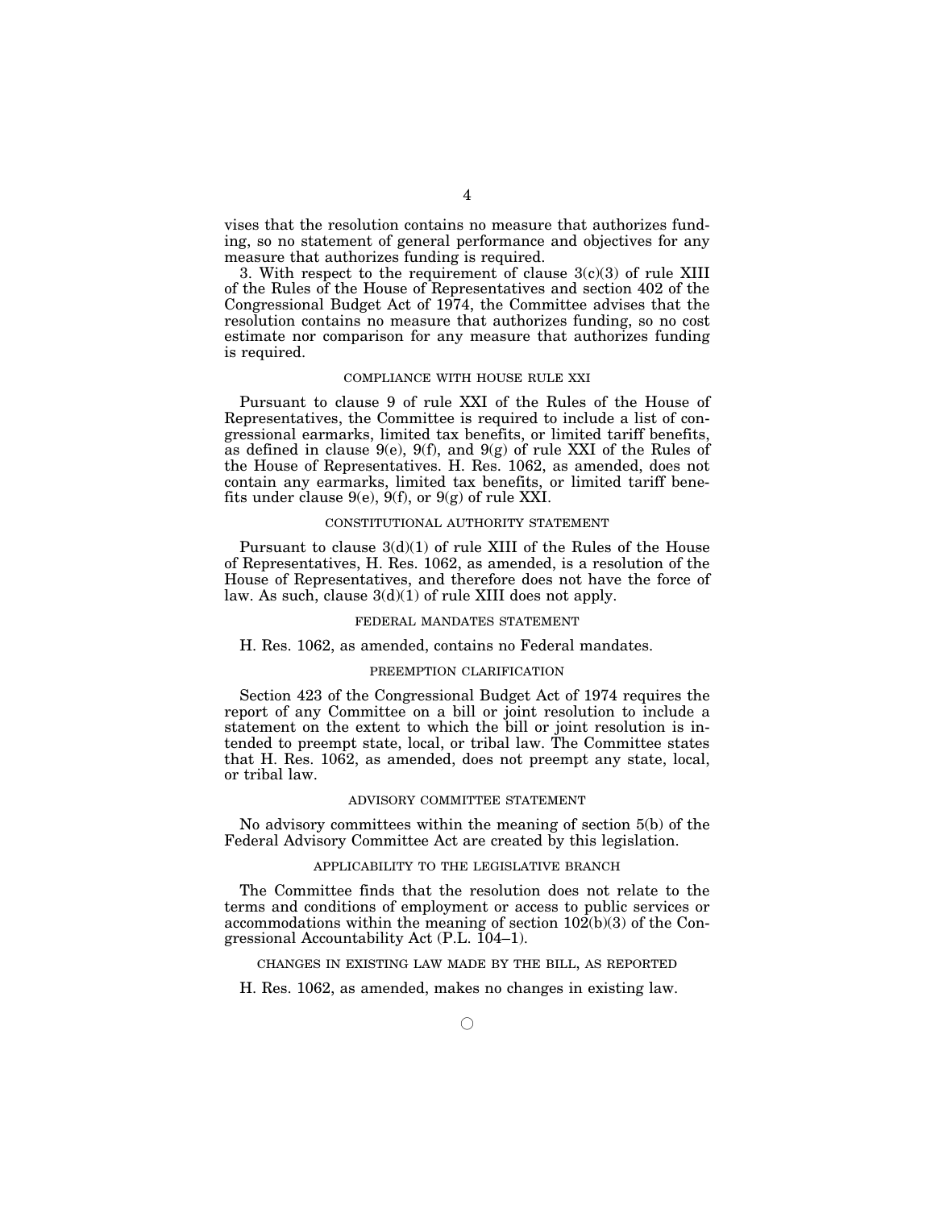vises that the resolution contains no measure that authorizes funding, so no statement of general performance and objectives for any measure that authorizes funding is required.

3. With respect to the requirement of clause 3(c)(3) of rule XIII of the Rules of the House of Representatives and section 402 of the Congressional Budget Act of 1974, the Committee advises that the resolution contains no measure that authorizes funding, so no cost estimate nor comparison for any measure that authorizes funding is required.

## COMPLIANCE WITH HOUSE RULE XXI

Pursuant to clause 9 of rule XXI of the Rules of the House of Representatives, the Committee is required to include a list of congressional earmarks, limited tax benefits, or limited tariff benefits, as defined in clause 9(e), 9(f), and 9(g) of rule XXI of the Rules of the House of Representatives. H. Res. 1062, as amended, does not contain any earmarks, limited tax benefits, or limited tariff benefits under clause 9(e), 9(f), or 9(g) of rule XXI.

## CONSTITUTIONAL AUTHORITY STATEMENT

Pursuant to clause 3(d)(1) of rule XIII of the Rules of the House of Representatives, H. Res. 1062, as amended, is a resolution of the House of Representatives, and therefore does not have the force of law. As such, clause 3(d)(1) of rule XIII does not apply.

## FEDERAL MANDATES STATEMENT

H. Res. 1062, as amended, contains no Federal mandates.

## PREEMPTION CLARIFICATION

Section 423 of the Congressional Budget Act of 1974 requires the report of any Committee on a bill or joint resolution to include a statement on the extent to which the bill or joint resolution is intended to preempt state, local, or tribal law. The Committee states that H. Res. 1062, as amended, does not preempt any state, local, or tribal law.

## ADVISORY COMMITTEE STATEMENT

No advisory committees within the meaning of section 5(b) of the Federal Advisory Committee Act are created by this legislation.

## APPLICABILITY TO THE LEGISLATIVE BRANCH

The Committee finds that the resolution does not relate to the terms and conditions of employment or access to public services or accommodations within the meaning of section 102(b)(3) of the Congressional Accountability Act (P.L. 104–1).

## CHANGES IN EXISTING LAW MADE BY THE BILL, AS REPORTED

H. Res. 1062, as amended, makes no changes in existing law.

○